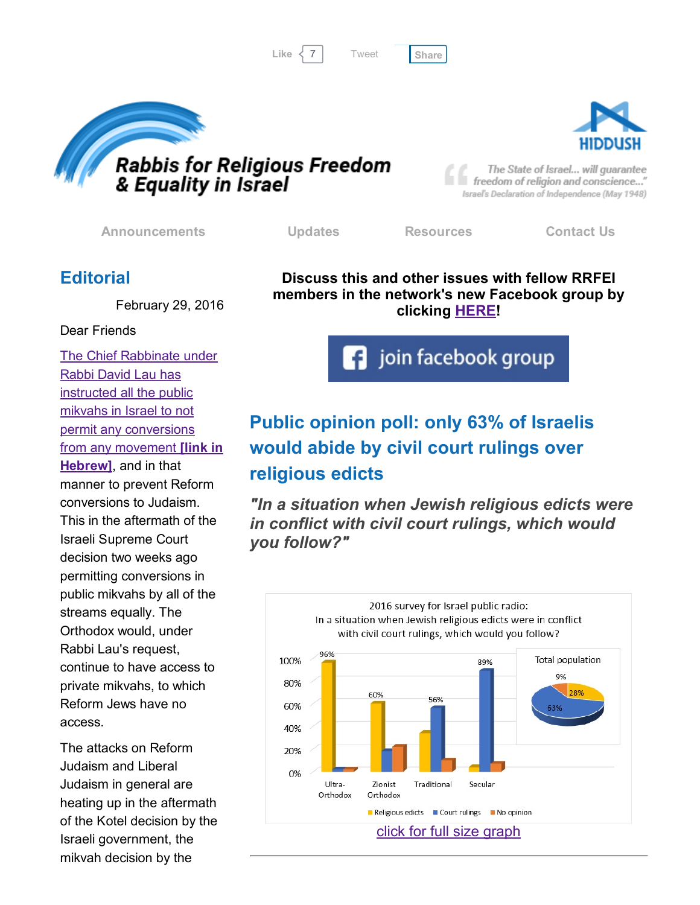Like 7 Tweet Share

# Rabbis for Religious Freedom & Equality in Israel

HIDDUSH

"The State of Israel... will guarantee freedom of religion and conscience..."
Israel's Declaration of Independence (May 1948)

Announcements | Updates | Resources | Contact Us

## Editorial

February 29, 2016

Dear Friends

The Chief Rabbinate under Rabbi David Lau has instructed all the public mikvahs in Israel to not permit any conversions from any movement **[link in Hebrew]**, and in that manner to prevent Reform conversions to Judaism. This in the aftermath of the Israeli Supreme Court decision two weeks ago permitting conversions in public mikvahs by all of the streams equally. The Orthodox would, under Rabbi Lau's request, continue to have access to private mikvahs, to which Reform Jews have no access.

The attacks on Reform Judaism and Liberal Judaism in general are heating up in the aftermath of the Kotel decision by the Israeli government, the mikvah decision by the

**Discuss this and other issues with fellow RRFEI members in the network's new Facebook group by clicking HERE!**

join facebook group

## Public opinion poll: only 63% of Israelis would abide by civil court rulings over religious edicts

***"In a situation when Jewish religious edicts were in conflict with civil court rulings, which would you follow?"***

2016 survey for Israel public radio:
In a situation when Jewish religious edicts were in conflict with civil court rulings, which would you follow?

| | Religious edicts | Court rulings | No opinion |
|---|---|---|---|
| Ultra-Orthodox | 96% | | |
| Zionist Orthodox | 60% | | |
| Traditional | | 56% | |
| Secular | | 89% | |

Total population: Religious edicts 28%, Court rulings 63%, No opinion 9%

click for full size graph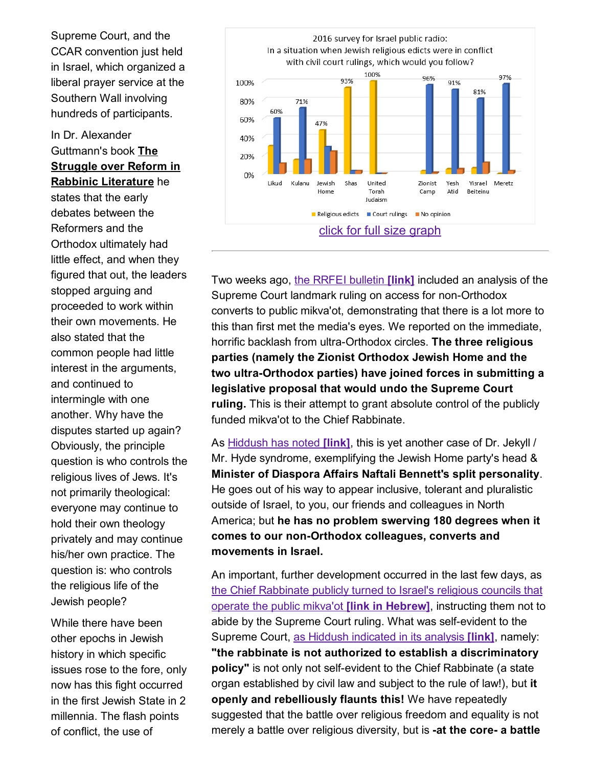Supreme Court, and the CCAR convention just held in Israel, which organized a liberal prayer service at the Southern Wall involving hundreds of participants.

In Dr. Alexander Guttmann's book **The Struggle over Reform in Rabbinic Literature** he states that the early debates between the Reformers and the Orthodox ultimately had little effect, and when they figured that out, the leaders stopped arguing and proceeded to work within their own movements. He also stated that the common people had little interest in the arguments, and continued to intermingle with one another. Why have the disputes started up again? Obviously, the principle question is who controls the religious lives of Jews. It's not primarily theological: everyone may continue to hold their own theology privately and may continue his/her own practice. The question is: who controls the religious life of the Jewish people?

While there have been other epochs in Jewish history in which specific issues rose to the fore, only now has this fight occurred in the first Jewish State in 2 millennia. The flash points of conflict, the use of

2016 survey for Israel public radio:
In a situation when Jewish religious edicts were in conflict with civil court rulings, which would you follow?

| Party | Labeled value |
|---|---|
| Likud | 60% (Court rulings) |
| Kulanu | 71% (Court rulings) |
| Jewish Home | 47% (Religious edicts) |
| Shas | 93% (Religious edicts) |
| United Torah Judaism | 100% (Religious edicts) |
| Zionist Camp | 96% (Court rulings) |
| Yesh Atid | 91% (Court rulings) |
| Yisrael Beiteinu | 81% (Court rulings) |
| Meretz | 97% (Court rulings) |

Legend: Religious edicts, Court rulings, No opinion

click for full size graph

---

Two weeks ago, the RRFEI bulletin **[link]** included an analysis of the Supreme Court landmark ruling on access for non-Orthodox converts to public mikva'ot, demonstrating that there is a lot more to this than first met the media's eyes. We reported on the immediate, horrific backlash from ultra-Orthodox circles. **The three religious parties (namely the Zionist Orthodox Jewish Home and the two ultra-Orthodox parties) have joined forces in submitting a legislative proposal that would undo the Supreme Court ruling.** This is their attempt to grant absolute control of the publicly funded mikva'ot to the Chief Rabbinate.

As Hiddush has noted **[link]**, this is yet another case of Dr. Jekyll / Mr. Hyde syndrome, exemplifying the Jewish Home party's head & **Minister of Diaspora Affairs Naftali Bennett's split personality**. He goes out of his way to appear inclusive, tolerant and pluralistic outside of Israel, to you, our friends and colleagues in North America; but **he has no problem swerving 180 degrees when it comes to our non-Orthodox colleagues, converts and movements in Israel.**

An important, further development occurred in the last few days, as the Chief Rabbinate publicly turned to Israel's religious councils that operate the public mikva'ot **[link in Hebrew]**, instructing them not to abide by the Supreme Court ruling. What was self-evident to the Supreme Court, as Hiddush indicated in its analysis **[link]**, namely: **"the rabbinate is not authorized to establish a discriminatory policy"** is not only not self-evident to the Chief Rabbinate (a state organ established by civil law and subject to the rule of law!), but **it openly and rebelliously flaunts this!** We have repeatedly suggested that the battle over religious freedom and equality is not merely a battle over religious diversity, but is **-at the core- a battle**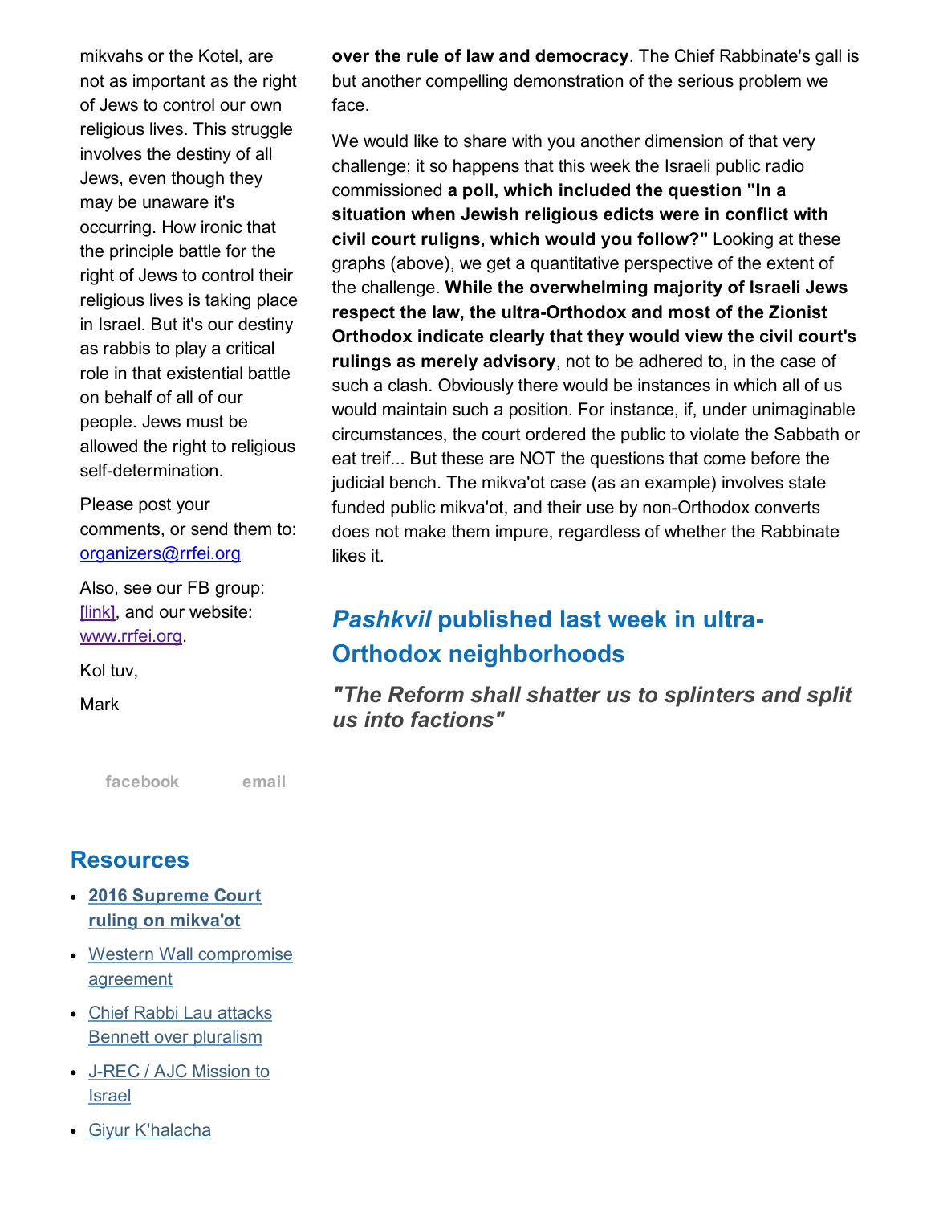mikvahs or the Kotel, are not as important as the right of Jews to control our own religious lives. This struggle involves the destiny of all Jews, even though they may be unaware it's occurring. How ironic that the principle battle for the right of Jews to control their religious lives is taking place in Israel. But it's our destiny as rabbis to play a critical role in that existential battle on behalf of all of our people. Jews must be allowed the right to religious self-determination.

Please post your comments, or send them to: organizers@rrfei.org

Also, see our FB group: [link], and our website: www.rrfei.org.

Kol tuv,

Mark

facebook email

## Resources

- **2016 Supreme Court ruling on mikva'ot**
- Western Wall compromise agreement
- Chief Rabbi Lau attacks Bennett over pluralism
- J-REC / AJC Mission to Israel
- Giyur K'halacha

**over the rule of law and democracy**. The Chief Rabbinate's gall is but another compelling demonstration of the serious problem we face.

We would like to share with you another dimension of that very challenge; it so happens that this week the Israeli public radio commissioned **a poll, which included the question "In a situation when Jewish religious edicts were in conflict with civil court rulings, which would you follow?"** Looking at these graphs (above), we get a quantitative perspective of the extent of the challenge. **While the overwhelming majority of Israeli Jews respect the law, the ultra-Orthodox and most of the Zionist Orthodox indicate clearly that they would view the civil court's rulings as merely advisory**, not to be adhered to, in the case of such a clash. Obviously there would be instances in which all of us would maintain such a position. For instance, if, under unimaginable circumstances, the court ordered the public to violate the Sabbath or eat treif... But these are NOT the questions that come before the judicial bench. The mikva'ot case (as an example) involves state funded public mikva'ot, and their use by non-Orthodox converts does not make them impure, regardless of whether the Rabbinate likes it.

## *Pashkvil* published last week in ultra-Orthodox neighborhoods

### *"The Reform shall shatter us to splinters and split us into factions"*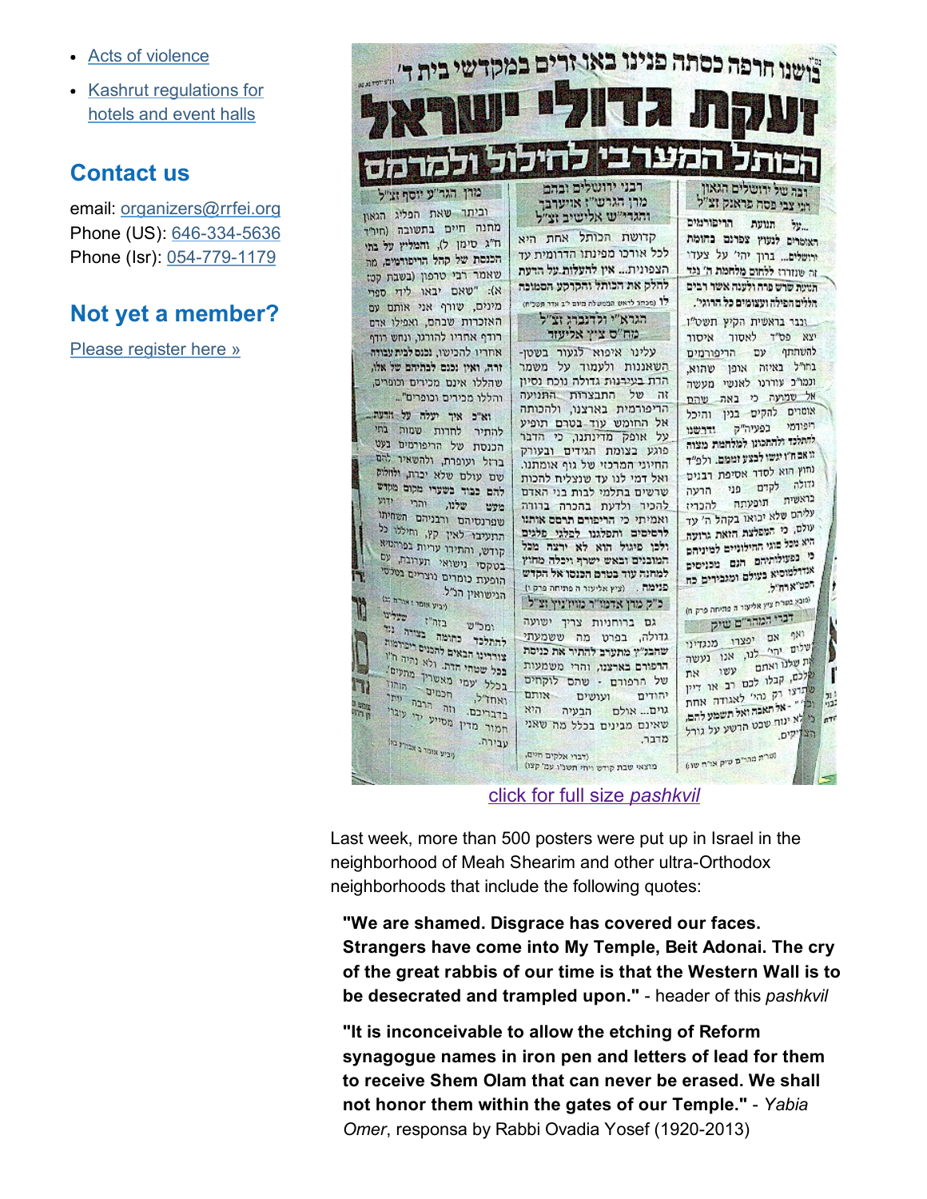- [Acts of violence]()
- [Kashrut regulations for hotels and event halls]()

## Contact us

email: [organizers@rrfei.org]()
Phone (US): [646-334-5636]()
Phone (Isr): [054-779-1179]()

## Not yet a member?

[Please register here »]()

[click for full size *pashkvil*]()

Last week, more than 500 posters were put up in Israel in the neighborhood of Meah Shearim and other ultra-Orthodox neighborhoods that include the following quotes:

> **"We are shamed. Disgrace has covered our faces. Strangers have come into My Temple, Beit Adonai. The cry of the great rabbis of our time is that the Western Wall is to be desecrated and trampled upon."** - header of this *pashkvil*

> **"It is inconceivable to allow the etching of Reform synagogue names in iron pen and letters of lead for them to receive Shem Olam that can never be erased. We shall not honor them within the gates of our Temple."** - *Yabia Omer*, responsa by Rabbi Ovadia Yosef (1920-2013)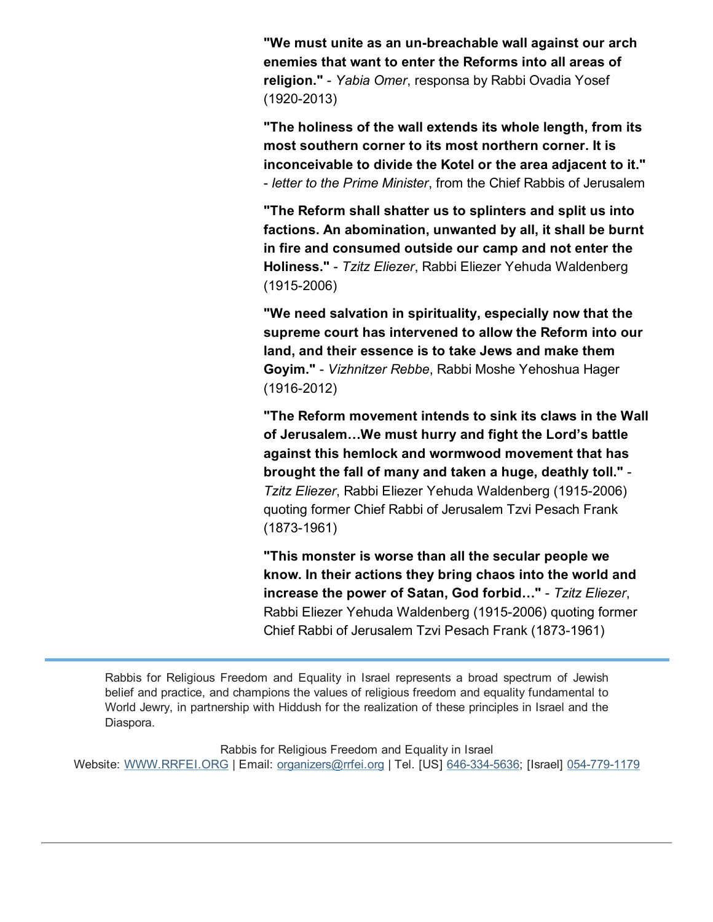**"We must unite as an un-breachable wall against our arch enemies that want to enter the Reforms into all areas of religion."** - *Yabia Omer*, responsa by Rabbi Ovadia Yosef (1920-2013)

**"The holiness of the wall extends its whole length, from its most southern corner to its most northern corner. It is inconceivable to divide the Kotel or the area adjacent to it."** - *letter to the Prime Minister*, from the Chief Rabbis of Jerusalem

**"The Reform shall shatter us to splinters and split us into factions. An abomination, unwanted by all, it shall be burnt in fire and consumed outside our camp and not enter the Holiness."** - *Tzitz Eliezer*, Rabbi Eliezer Yehuda Waldenberg (1915-2006)

**"We need salvation in spirituality, especially now that the supreme court has intervened to allow the Reform into our land, and their essence is to take Jews and make them Goyim."** - *Vizhnitzer Rebbe*, Rabbi Moshe Yehoshua Hager (1916-2012)

**"The Reform movement intends to sink its claws in the Wall of Jerusalem…We must hurry and fight the Lord's battle against this hemlock and wormwood movement that has brought the fall of many and taken a huge, deathly toll."** - *Tzitz Eliezer*, Rabbi Eliezer Yehuda Waldenberg (1915-2006) quoting former Chief Rabbi of Jerusalem Tzvi Pesach Frank (1873-1961)

**"This monster is worse than all the secular people we know. In their actions they bring chaos into the world and increase the power of Satan, God forbid…"** - *Tzitz Eliezer*, Rabbi Eliezer Yehuda Waldenberg (1915-2006) quoting former Chief Rabbi of Jerusalem Tzvi Pesach Frank (1873-1961)

---

Rabbis for Religious Freedom and Equality in Israel represents a broad spectrum of Jewish belief and practice, and champions the values of religious freedom and equality fundamental to World Jewry, in partnership with Hiddush for the realization of these principles in Israel and the Diaspora.

Rabbis for Religious Freedom and Equality in Israel
Website: WWW.RRFEI.ORG | Email: organizers@rrfei.org | Tel. [US] 646-334-5636; [Israel] 054-779-1179